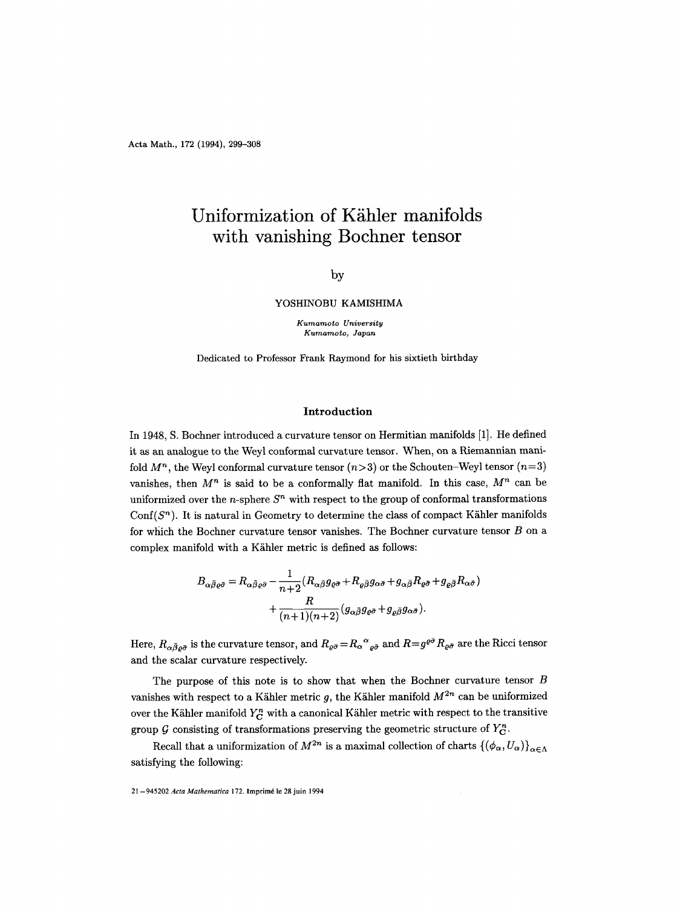# Uniformization of Kähler manifolds with vanishing Bochner tensor

by

YOSHINOBU KAMISHIMA

*Kumamoto University*
*Kumamoto, Japan*

Dedicated to Professor Frank Raymond for his sixtieth birthday

## Introduction

In 1948, S. Bochner introduced a curvature tensor on Hermitian manifolds [1]. He defined it as an analogue to the Weyl conformal curvature tensor. When, on a Riemannian manifold $M^n$, the Weyl conformal curvature tensor ($n>3$) or the Schouten–Weyl tensor ($n=3$) vanishes, then $M^n$ is said to be a conformally flat manifold. In this case, $M^n$ can be uniformized over the $n$-sphere $S^n$ with respect to the group of conformal transformations $\mathrm{Conf}(S^n)$. It is natural in Geometry to determine the class of compact Kähler manifolds for which the Bochner curvature tensor vanishes. The Bochner curvature tensor $B$ on a complex manifold with a Kähler metric is defined as follows:

$$B_{\alpha\bar{\beta}\varrho\bar{\sigma}} = R_{\alpha\bar{\beta}\varrho\bar{\sigma}} - \frac{1}{n+2}(R_{\alpha\bar{\beta}}g_{\varrho\bar{\sigma}} + R_{\varrho\bar{\beta}}g_{\alpha\bar{\sigma}} + g_{\alpha\bar{\beta}}R_{\varrho\bar{\sigma}} + g_{\varrho\bar{\beta}}R_{\alpha\bar{\sigma}}) + \frac{R}{(n+1)(n+2)}(g_{\alpha\bar{\beta}}g_{\varrho\bar{\sigma}} + g_{\varrho\bar{\beta}}g_{\alpha\bar{\sigma}}).$$

Here, $R_{\alpha\bar{\beta}\varrho\bar{\sigma}}$ is the curvature tensor, and $R_{\varrho\bar{\sigma}} = R_{\alpha}{}^{\alpha}{}_{\varrho\bar{\sigma}}$ and $R = g^{\varrho\bar{\sigma}}R_{\varrho\bar{\sigma}}$ are the Ricci tensor and the scalar curvature respectively.

The purpose of this note is to show that when the Bochner curvature tensor $B$ vanishes with respect to a Kähler metric $g$, the Kähler manifold $M^{2n}$ can be uniformized over the Kähler manifold $Y^n_{\mathbf{C}}$ with a canonical Kähler metric with respect to the transitive group $\mathcal{G}$ consisting of transformations preserving the geometric structure of $Y^n_{\mathbf{C}}$.

Recall that a uniformization of $M^{2n}$ is a maximal collection of charts $\{(\phi_\alpha, U_\alpha)\}_{\alpha\in\Lambda}$ satisfying the following: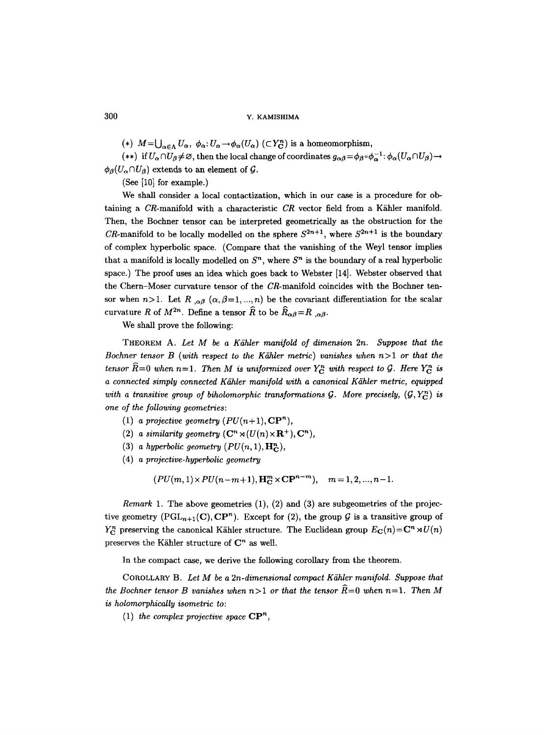(*) $M=\bigcup_{\alpha\in\Lambda} U_\alpha$, $\phi_\alpha : U_\alpha \to \phi_\alpha(U_\alpha)$ $(\subset Y^n_{\mathbf{C}})$ is a homeomorphism,

(**) if $U_\alpha \cap U_\beta \neq \varnothing$, then the local change of coordinates $g_{\alpha\beta}=\phi_\beta\circ\phi_\alpha^{-1} : \phi_\alpha(U_\alpha\cap U_\beta)\to \phi_\beta(U_\alpha\cap U_\beta)$ extends to an element of $\mathcal{G}$.

(See [10] for example.)

We shall consider a local contactization, which in our case is a procedure for obtaining a *CR*-manifold with a characteristic *CR* vector field from a Kähler manifold. Then, the Bochner tensor can be interpreted geometrically as the obstruction for the *CR*-manifold to be locally modelled on the sphere $S^{2n+1}$, where $S^{2n+1}$ is the boundary of complex hyperbolic space. (Compare that the vanishing of the Weyl tensor implies that a manifold is locally modelled on $S^n$, where $S^n$ is the boundary of a real hyperbolic space.) The proof uses an idea which goes back to Webster [14]. Webster observed that the Chern–Moser curvature tensor of the *CR*-manifold coincides with the Bochner tensor when $n>1$. Let $R_{,\alpha\beta}$ $(\alpha,\beta=1,\dots,n)$ be the covariant differentiation for the scalar curvature $R$ of $M^{2n}$. Define a tensor $\hat{R}$ to be $\hat{R}_{\alpha\beta}=R_{,\alpha\beta}$.

We shall prove the following:

THEOREM A. *Let $M$ be a Kähler manifold of dimension $2n$. Suppose that the Bochner tensor $B$ (with respect to the Kähler metric) vanishes when $n>1$ or that the tensor $\hat{R}=0$ when $n=1$. Then $M$ is uniformized over $Y^n_{\mathbf{C}}$ with respect to $\mathcal{G}$. Here $Y^n_{\mathbf{C}}$ is a connected simply connected Kähler manifold with a canonical Kähler metric, equipped with a transitive group of biholomorphic transformations $\mathcal{G}$. More precisely, $(\mathcal{G}, Y^n_{\mathbf{C}})$ is one of the following geometries:*

(1) *a projective geometry $(PU(n+1), \mathbf{CP}^n)$,*

(2) *a similarity geometry $(\mathbf{C}^n \rtimes (U(n)\times \mathbf{R}^+), \mathbf{C}^n)$,*

(3) *a hyperbolic geometry $(PU(n,1), \mathbf{H}^n_{\mathbf{C}})$,*

(4) *a projective-hyperbolic geometry*

$$(PU(m,1)\times PU(n-m+1), \mathbf{H}^m_{\mathbf{C}}\times \mathbf{CP}^{n-m}),\quad m=1,2,\dots,n-1.$$

*Remark* 1. The above geometries (1), (2) and (3) are subgeometries of the projective geometry $(\mathrm{PGL}_{n+1}(\mathbf{C}), \mathbf{CP}^n)$. Except for (2), the group $\mathcal{G}$ is a transitive group of $Y^n_{\mathbf{C}}$ preserving the canonical Kähler structure. The Euclidean group $E_{\mathbf{C}}(n)=\mathbf{C}^n \rtimes U(n)$ preserves the Kähler structure of $\mathbf{C}^n$ as well.

In the compact case, we derive the following corollary from the theorem.

COROLLARY B. *Let $M$ be a $2n$-dimensional compact Kähler manifold. Suppose that the Bochner tensor $B$ vanishes when $n>1$ or that the tensor $\hat{R}=0$ when $n=1$. Then $M$ is holomorphically isometric to:*

(1) *the complex projective space $\mathbf{CP}^n$,*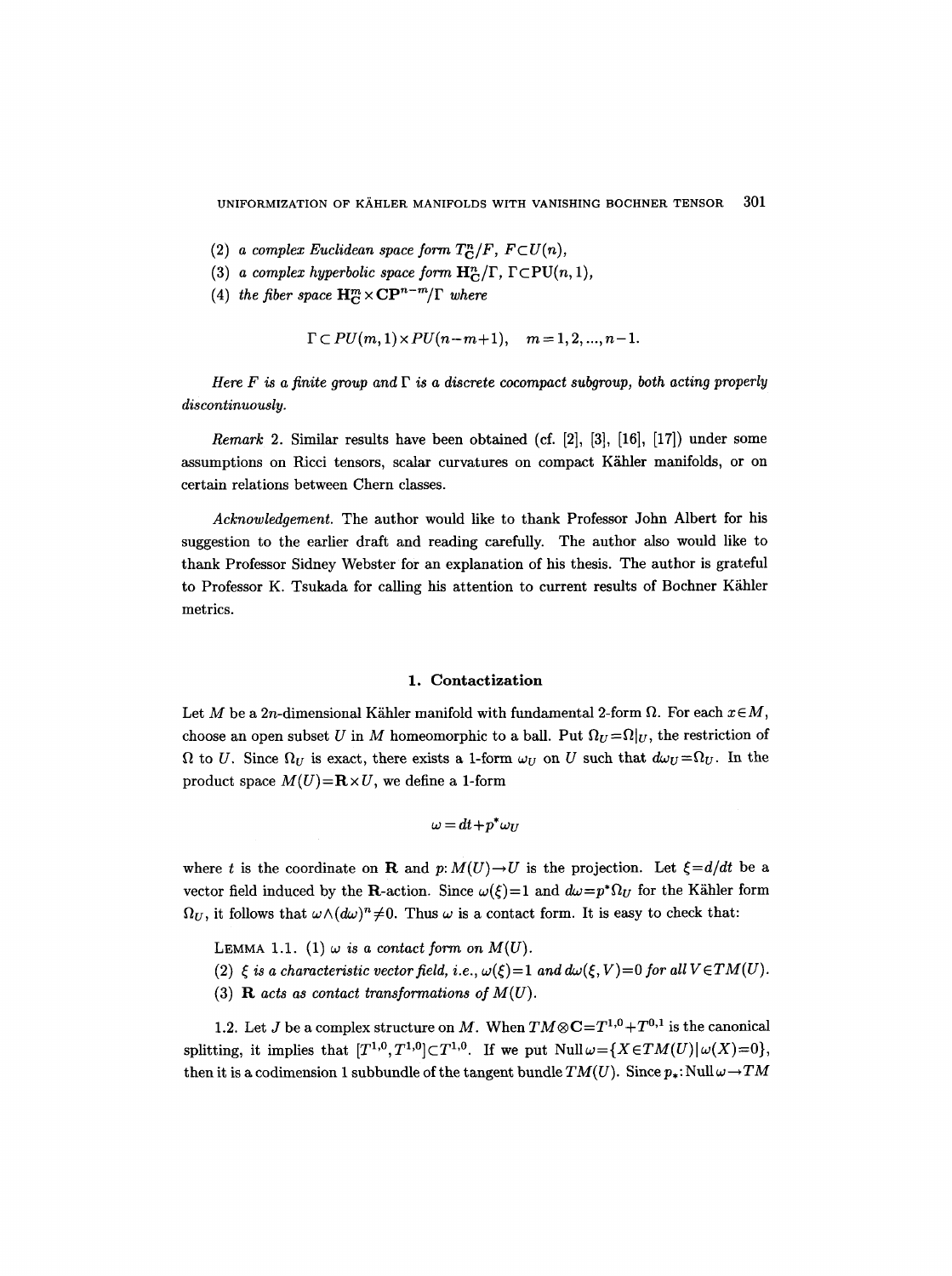(2) *a complex Euclidean space form* $T^n_{\mathbf{C}}/F$, $F \subset U(n)$,

(3) *a complex hyperbolic space form* $\mathbf{H}^n_{\mathbf{C}}/\Gamma$, $\Gamma \subset \mathbf{PU}(n,1)$,

(4) *the fiber space* $\mathbf{H}^m_{\mathbf{C}} \times \mathbf{CP}^{n-m}/\Gamma$ *where*

$$\Gamma \subset PU(m,1) \times PU(n-m+1), \quad m = 1, 2, ..., n-1.$$

*Here $F$ is a finite group and $\Gamma$ is a discrete cocompact subgroup, both acting properly discontinuously.*

*Remark* 2. Similar results have been obtained (cf. [2], [3], [16], [17]) under some assumptions on Ricci tensors, scalar curvatures on compact Kähler manifolds, or on certain relations between Chern classes.

*Acknowledgement.* The author would like to thank Professor John Albert for his suggestion to the earlier draft and reading carefully. The author also would like to thank Professor Sidney Webster for an explanation of his thesis. The author is grateful to Professor K. Tsukada for calling his attention to current results of Bochner Kähler metrics.

## 1. Contactization

Let $M$ be a $2n$-dimensional Kähler manifold with fundamental 2-form $\Omega$. For each $x \in M$, choose an open subset $U$ in $M$ homeomorphic to a ball. Put $\Omega_U = \Omega|_U$, the restriction of $\Omega$ to $U$. Since $\Omega_U$ is exact, there exists a 1-form $\omega_U$ on $U$ such that $d\omega_U = \Omega_U$. In the product space $M(U) = \mathbf{R} \times U$, we define a 1-form

$$\omega = dt + p^* \omega_U$$

where $t$ is the coordinate on $\mathbf{R}$ and $p: M(U) \to U$ is the projection. Let $\xi = d/dt$ be a vector field induced by the $\mathbf{R}$-action. Since $\omega(\xi) = 1$ and $d\omega = p^* \Omega_U$ for the Kähler form $\Omega_U$, it follows that $\omega \wedge (d\omega)^n \neq 0$. Thus $\omega$ is a contact form. It is easy to check that:

LEMMA 1.1. (1) *$\omega$ is a contact form on $M(U)$.*

(2) *$\xi$ is a characteristic vector field, i.e., $\omega(\xi) = 1$ and $d\omega(\xi, V) = 0$ for all $V \in TM(U)$.*

(3) *$\mathbf{R}$ acts as contact transformations of $M(U)$.*

1.2. Let $J$ be a complex structure on $M$. When $TM \otimes \mathbf{C} = T^{1,0} + T^{0,1}$ is the canonical splitting, it implies that $[T^{1,0}, T^{1,0}] \subset T^{1,0}$. If we put $\mathrm{Null}\,\omega = \{X \in TM(U) \mid \omega(X) = 0\}$, then it is a codimension 1 subbundle of the tangent bundle $TM(U)$. Since $p_*: \mathrm{Null}\,\omega \to TM$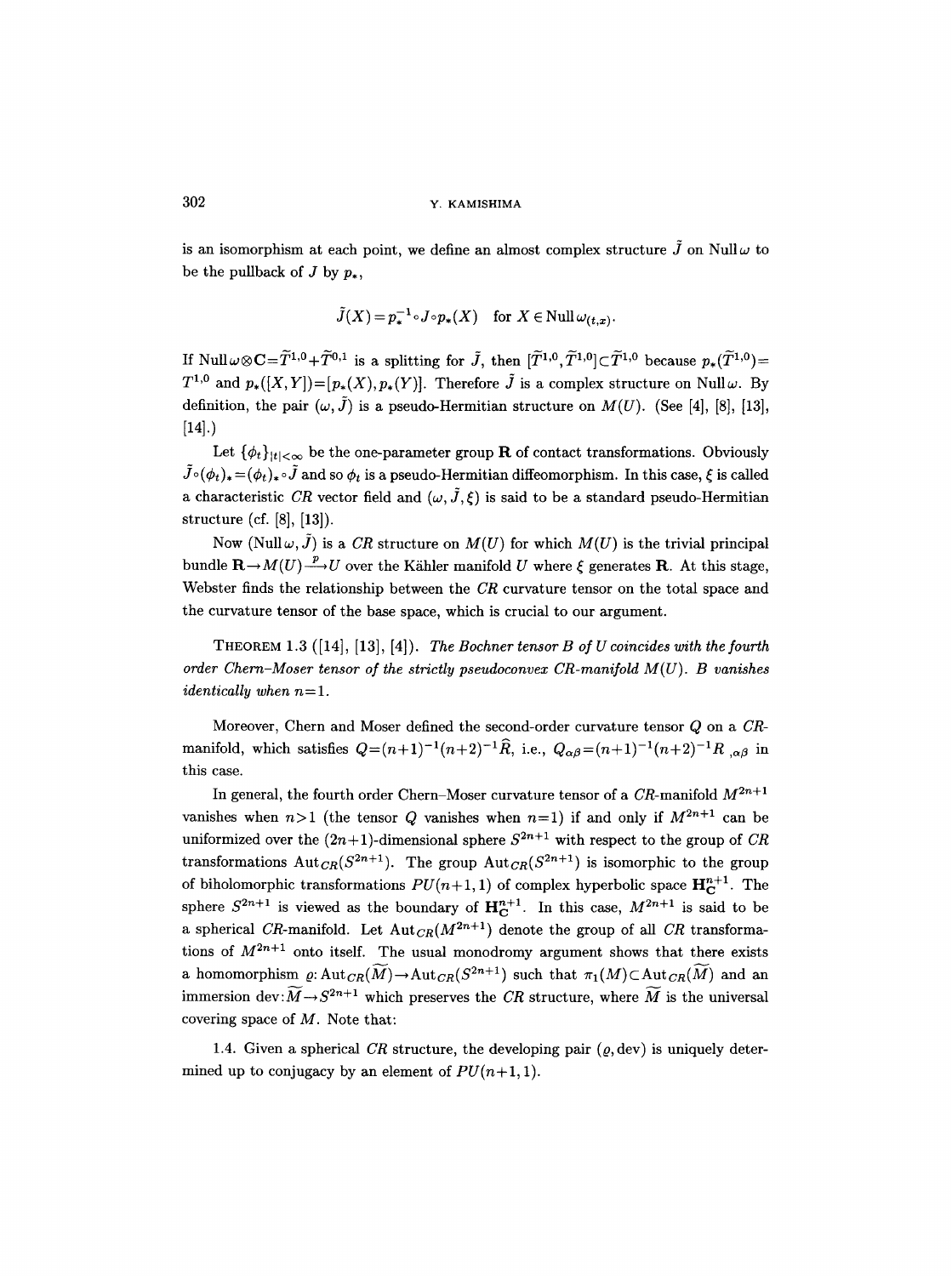is an isomorphism at each point, we define an almost complex structure $\tilde{J}$ on $\mathrm{Null}\,\omega$ to be the pullback of $J$ by $p_*$,

$$\tilde{J}(X) = p_*^{-1} \circ J \circ p_*(X) \quad \text{for } X \in \mathrm{Null}\,\omega_{(t,x)}.$$

If $\mathrm{Null}\,\omega \otimes \mathbf{C} = \widetilde{T}^{1,0} + \widetilde{T}^{0,1}$ is a splitting for $\tilde{J}$, then $[\widetilde{T}^{1,0}, \widetilde{T}^{1,0}] \subset \widetilde{T}^{1,0}$ because $p_*(\widetilde{T}^{1,0}) = T^{1,0}$ and $p_*([X,Y]) = [p_*(X), p_*(Y)]$. Therefore $\tilde{J}$ is a complex structure on $\mathrm{Null}\,\omega$. By definition, the pair $(\omega, \tilde{J})$ is a pseudo-Hermitian structure on $M(U)$. (See [4], [8], [13], [14].)

Let $\{\phi_t\}_{|t|<\infty}$ be the one-parameter group $\mathbf{R}$ of contact transformations. Obviously $\tilde{J} \circ (\phi_t)_* = (\phi_t)_* \circ \tilde{J}$ and so $\phi_t$ is a pseudo-Hermitian diffeomorphism. In this case, $\xi$ is called a characteristic *CR* vector field and $(\omega, \tilde{J}, \xi)$ is said to be a standard pseudo-Hermitian structure (cf. [8], [13]).

Now $(\mathrm{Null}\,\omega, \tilde{J})$ is a *CR* structure on $M(U)$ for which $M(U)$ is the trivial principal bundle $\mathbf{R} \to M(U) \xrightarrow{p} U$ over the Kähler manifold $U$ where $\xi$ generates $\mathbf{R}$. At this stage, Webster finds the relationship between the *CR* curvature tensor on the total space and the curvature tensor of the base space, which is crucial to our argument.

THEOREM 1.3 ([14], [13], [4]). *The Bochner tensor $B$ of $U$ coincides with the fourth order Chern–Moser tensor of the strictly pseudoconvex CR-manifold $M(U)$. $B$ vanishes identically when $n=1$.*

Moreover, Chern and Moser defined the second-order curvature tensor $Q$ on a *CR*-manifold, which satisfies $Q = (n+1)^{-1}(n+2)^{-1}\widehat{R}$, i.e., $Q_{\alpha\beta} = (n+1)^{-1}(n+2)^{-1} R_{,\alpha\beta}$ in this case.

In general, the fourth order Chern–Moser curvature tensor of a *CR*-manifold $M^{2n+1}$ vanishes when $n>1$ (the tensor $Q$ vanishes when $n=1$) if and only if $M^{2n+1}$ can be uniformized over the $(2n+1)$-dimensional sphere $S^{2n+1}$ with respect to the group of *CR* transformations $\mathrm{Aut}_{CR}(S^{2n+1})$. The group $\mathrm{Aut}_{CR}(S^{2n+1})$ is isomorphic to the group of biholomorphic transformations $PU(n+1,1)$ of complex hyperbolic space $\mathbf{H}_{\mathbf{C}}^{n+1}$. The sphere $S^{2n+1}$ is viewed as the boundary of $\mathbf{H}_{\mathbf{C}}^{n+1}$. In this case, $M^{2n+1}$ is said to be a spherical *CR*-manifold. Let $\mathrm{Aut}_{CR}(M^{2n+1})$ denote the group of all *CR* transformations of $M^{2n+1}$ onto itself. The usual monodromy argument shows that there exists a homomorphism $\varrho\colon \mathrm{Aut}_{CR}(\widetilde{M}) \to \mathrm{Aut}_{CR}(S^{2n+1})$ such that $\pi_1(M) \subset \mathrm{Aut}_{CR}(\widetilde{M})$ and an immersion $\mathrm{dev}\colon \widetilde{M} \to S^{2n+1}$ which preserves the *CR* structure, where $\widetilde{M}$ is the universal covering space of $M$. Note that:

1.4. Given a spherical *CR* structure, the developing pair $(\varrho, \mathrm{dev})$ is uniquely determined up to conjugacy by an element of $PU(n+1,1)$.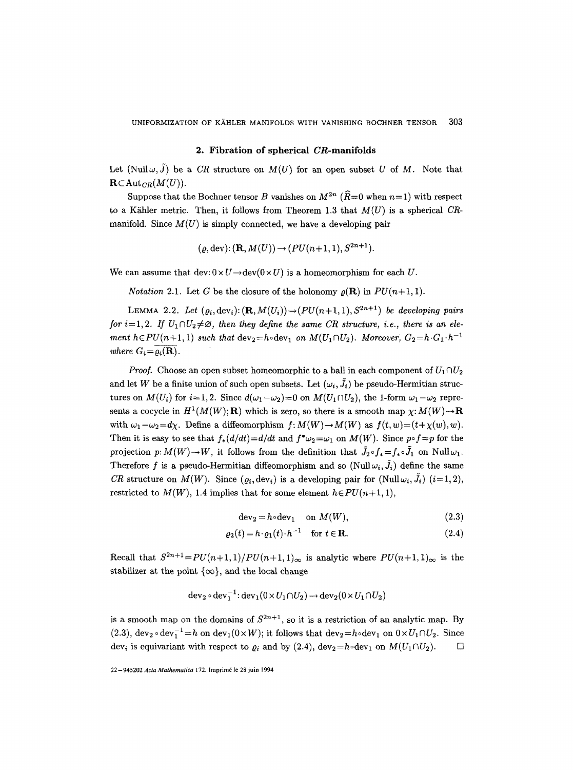## 2. Fibration of spherical *CR*-manifolds

Let $(\mathrm{Null}\,\omega, \tilde{J})$ be a *CR* structure on $M(U)$ for an open subset $U$ of $M$. Note that $\mathbf{R} \subset \mathrm{Aut}_{CR}(M(U))$.

Suppose that the Bochner tensor $B$ vanishes on $M^{2n}$ ($\widehat{R}=0$ when $n=1$) with respect to a Kähler metric. Then, it follows from Theorem 1.3 that $M(U)$ is a spherical *CR*-manifold. Since $M(U)$ is simply connected, we have a developing pair

$$(\varrho, \mathrm{dev}) \colon (\mathbf{R}, M(U)) \to (PU(n+1,1), S^{2n+1}).$$

We can assume that $\mathrm{dev}\colon 0 \times U \to \mathrm{dev}(0 \times U)$ is a homeomorphism for each $U$.

*Notation* 2.1. Let $G$ be the closure of the holonomy $\varrho(\mathbf{R})$ in $PU(n+1,1)$.

LEMMA 2.2. *Let* $(\varrho_i, \mathrm{dev}_i) \colon (\mathbf{R}, M(U_i)) \to (PU(n+1,1), S^{2n+1})$ *be developing pairs for* $i=1,2$. *If* $U_1 \cap U_2 \neq \varnothing$, *then they define the same CR structure, i.e., there is an element* $h \in PU(n+1,1)$ *such that* $\mathrm{dev}_2 = h \circ \mathrm{dev}_1$ *on* $M(U_1 \cap U_2)$. *Moreover,* $G_2 = h \cdot G_1 \cdot h^{-1}$ *where* $G_i = \overline{\varrho_i(\mathbf{R})}$.

*Proof.* Choose an open subset homeomorphic to a ball in each component of $U_1 \cap U_2$ and let $W$ be a finite union of such open subsets. Let $(\omega_i, \tilde{J}_i)$ be pseudo-Hermitian structures on $M(U_i)$ for $i=1,2$. Since $d(\omega_1 - \omega_2) = 0$ on $M(U_1 \cap U_2)$, the 1-form $\omega_1 - \omega_2$ represents a cocycle in $H^1(M(W); \mathbf{R})$ which is zero, so there is a smooth map $\chi \colon M(W) \to \mathbf{R}$ with $\omega_1 - \omega_2 = d\chi$. Define a diffeomorphism $f \colon M(W) \to M(W)$ as $f(t,w) = (t + \chi(w), w)$. Then it is easy to see that $f_*(d/dt) = d/dt$ and $f^*\omega_2 = \omega_1$ on $M(W)$. Since $p \circ f = p$ for the projection $p \colon M(W) \to W$, it follows from the definition that $\tilde{J}_2 \circ f_* = f_* \circ \tilde{J}_1$ on $\mathrm{Null}\,\omega_1$. Therefore $f$ is a pseudo-Hermitian diffeomorphism and so $(\mathrm{Null}\,\omega_i, \tilde{J}_i)$ define the same *CR* structure on $M(W)$. Since $(\varrho_i, \mathrm{dev}_i)$ is a developing pair for $(\mathrm{Null}\,\omega_i, \tilde{J}_i)$ $(i=1,2)$, restricted to $M(W)$, 1.4 implies that for some element $h \in PU(n+1,1)$,

$$\mathrm{dev}_2 = h \circ \mathrm{dev}_1 \quad \text{on } M(W), \tag{2.3}$$

$$\varrho_2(t) = h \cdot \varrho_1(t) \cdot h^{-1} \quad \text{for } t \in \mathbf{R}. \tag{2.4}$$

Recall that $S^{2n+1} = PU(n+1,1)/PU(n+1,1)_\infty$ is analytic where $PU(n+1,1)_\infty$ is the stabilizer at the point $\{\infty\}$, and the local change

$$\mathrm{dev}_2 \circ \mathrm{dev}_1^{-1} \colon \mathrm{dev}_1(0 \times U_1 \cap U_2) \to \mathrm{dev}_2(0 \times U_1 \cap U_2)$$

is a smooth map on the domains of $S^{2n+1}$, so it is a restriction of an analytic map. By (2.3), $\mathrm{dev}_2 \circ \mathrm{dev}_1^{-1} = h$ on $\mathrm{dev}_1(0 \times W)$; it follows that $\mathrm{dev}_2 = h \circ \mathrm{dev}_1$ on $0 \times U_1 \cap U_2$. Since $\mathrm{dev}_i$ is equivariant with respect to $\varrho_i$ and by (2.4), $\mathrm{dev}_2 = h \circ \mathrm{dev}_1$ on $M(U_1 \cap U_2)$. $\square$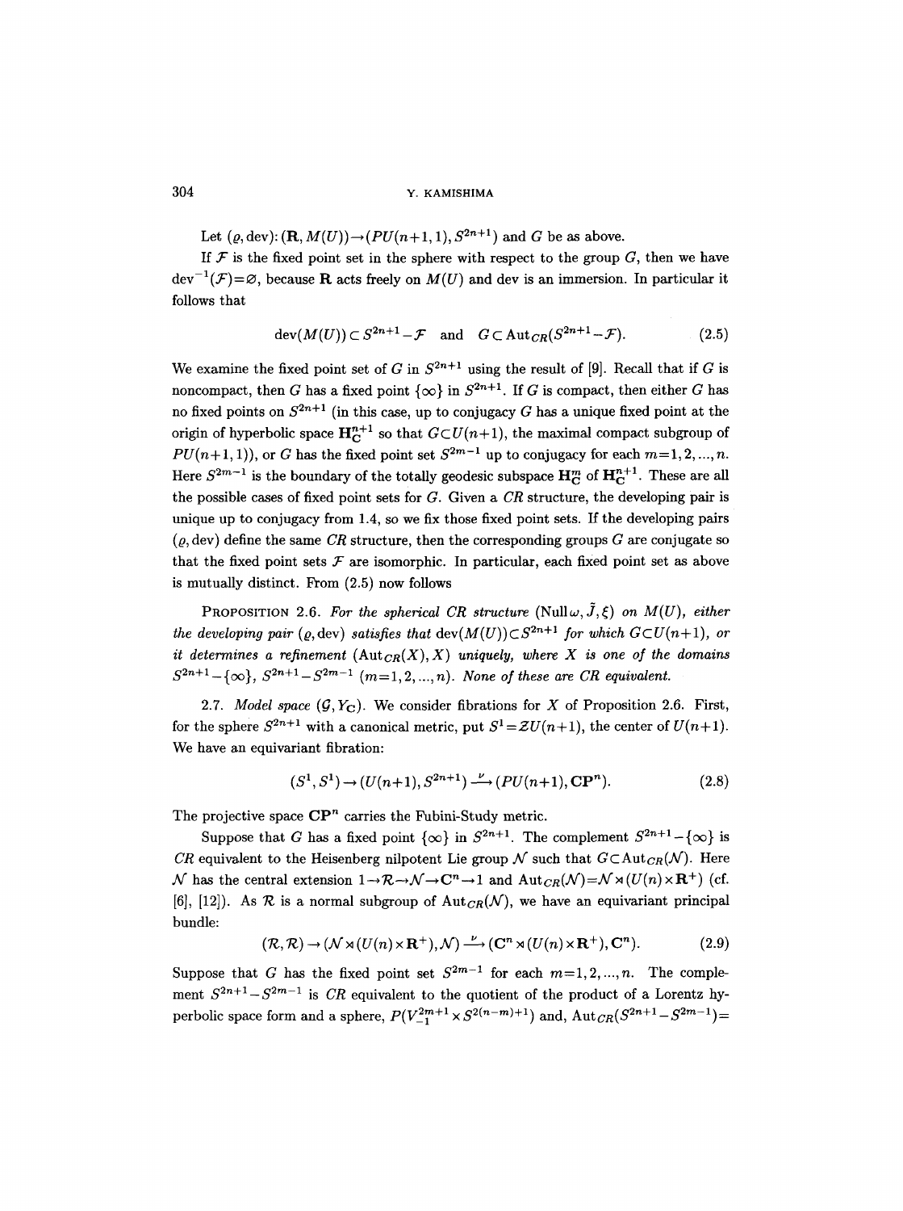Let $(\varrho, \mathrm{dev})\colon (\mathbf{R}, M(U)) \to (PU(n+1,1), S^{2n+1})$ and $G$ be as above.

If $\mathcal{F}$ is the fixed point set in the sphere with respect to the group $G$, then we have $\mathrm{dev}^{-1}(\mathcal{F}) = \varnothing$, because $\mathbf{R}$ acts freely on $M(U)$ and dev is an immersion. In particular it follows that

$$\mathrm{dev}(M(U)) \subset S^{2n+1} - \mathcal{F} \quad \text{and} \quad G \subset \mathrm{Aut}_{CR}(S^{2n+1} - \mathcal{F}). \tag{2.5}$$

We examine the fixed point set of $G$ in $S^{2n+1}$ using the result of [9]. Recall that if $G$ is noncompact, then $G$ has a fixed point $\{\infty\}$ in $S^{2n+1}$. If $G$ is compact, then either $G$ has no fixed points on $S^{2n+1}$ (in this case, up to conjugacy $G$ has a unique fixed point at the origin of hyperbolic space $\mathbf{H}_{\mathbf{C}}^{n+1}$ so that $G \subset U(n+1)$, the maximal compact subgroup of $PU(n+1,1)$), or $G$ has the fixed point set $S^{2m-1}$ up to conjugacy for each $m = 1, 2, \ldots, n$. Here $S^{2m-1}$ is the boundary of the totally geodesic subspace $\mathbf{H}_{\mathbf{C}}^m$ of $\mathbf{H}_{\mathbf{C}}^{n+1}$. These are all the possible cases of fixed point sets for $G$. Given a $CR$ structure, the developing pair is unique up to conjugacy from 1.4, so we fix those fixed point sets. If the developing pairs $(\varrho, \mathrm{dev})$ define the same $CR$ structure, then the corresponding groups $G$ are conjugate so that the fixed point sets $\mathcal{F}$ are isomorphic. In particular, each fixed point set as above is mutually distinct. From (2.5) now follows

PROPOSITION 2.6. *For the spherical CR structure* $(\mathrm{Null}\,\omega, \tilde{J}, \xi)$ *on* $M(U)$, *either the developing pair* $(\varrho, \mathrm{dev})$ *satisfies that* $\mathrm{dev}(M(U)) \subset S^{2n+1}$ *for which* $G \subset U(n+1)$, *or it determines a refinement* $(\mathrm{Aut}_{CR}(X), X)$ *uniquely, where* $X$ *is one of the domains* $S^{2n+1} - \{\infty\}$, $S^{2n+1} - S^{2m-1}$ $(m = 1, 2, \ldots, n)$. *None of these are CR equivalent.*

2.7. *Model space* $(\mathcal{G}, Y_{\mathbf{C}})$. We consider fibrations for $X$ of Proposition 2.6. First, for the sphere $S^{2n+1}$ with a canonical metric, put $S^1 = \mathcal{Z}U(n+1)$, the center of $U(n+1)$. We have an equivariant fibration:

$$(S^1, S^1) \to (U(n+1), S^{2n+1}) \xrightarrow{\ \nu\ } (PU(n+1), \mathbf{CP}^n). \tag{2.8}$$

The projective space $\mathbf{CP}^n$ carries the Fubini-Study metric.

Suppose that $G$ has a fixed point $\{\infty\}$ in $S^{2n+1}$. The complement $S^{2n+1} - \{\infty\}$ is $CR$ equivalent to the Heisenberg nilpotent Lie group $\mathcal{N}$ such that $G \subset \mathrm{Aut}_{CR}(\mathcal{N})$. Here $\mathcal{N}$ has the central extension $1 \to \mathcal{R} \to \mathcal{N} \to \mathbf{C}^n \to 1$ and $\mathrm{Aut}_{CR}(\mathcal{N}) = \mathcal{N} \rtimes (U(n) \times \mathbf{R}^+)$ (cf. [6], [12]). As $\mathcal{R}$ is a normal subgroup of $\mathrm{Aut}_{CR}(\mathcal{N})$, we have an equivariant principal bundle:

$$(\mathcal{R}, \mathcal{R}) \to (\mathcal{N} \rtimes (U(n) \times \mathbf{R}^+), \mathcal{N}) \xrightarrow{\ \nu\ } (\mathbf{C}^n \rtimes (U(n) \times \mathbf{R}^+), \mathbf{C}^n). \tag{2.9}$$

Suppose that $G$ has the fixed point set $S^{2m-1}$ for each $m = 1, 2, \ldots, n$. The complement $S^{2n+1} - S^{2m-1}$ is $CR$ equivalent to the quotient of the product of a Lorentz hyperbolic space form and a sphere, $P(V_{-1}^{2m+1} \times S^{2(n-m)+1})$ and, $\mathrm{Aut}_{CR}(S^{2n+1} - S^{2m-1}) =$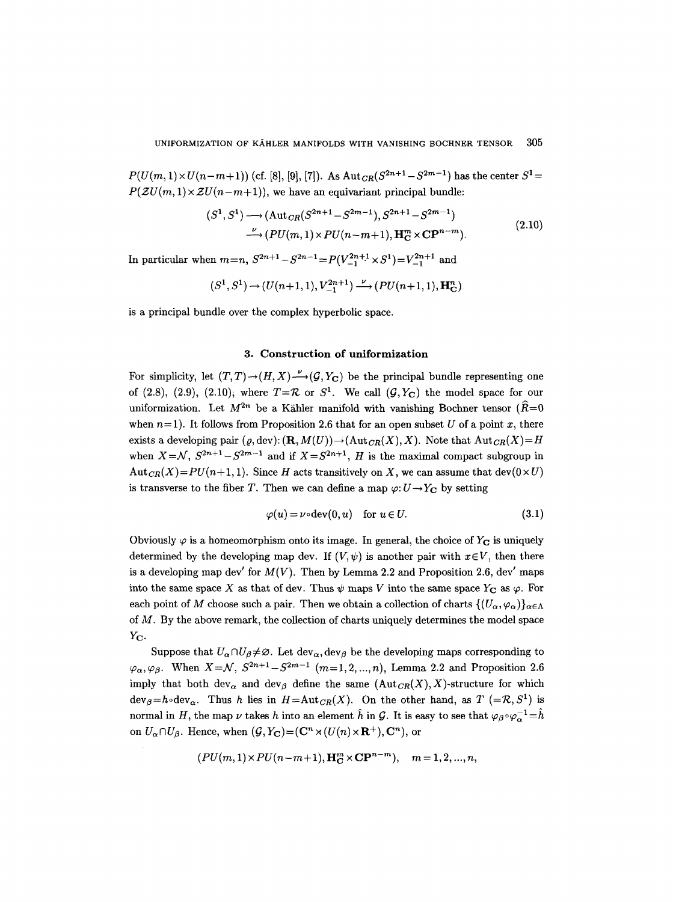$P(U(m,1)\times U(n-m+1))$ (cf. [8], [9], [7]). As $\mathrm{Aut}_{CR}(S^{2n+1}-S^{2m-1})$ has the center $S^1=P(\mathcal{Z}U(m,1)\times \mathcal{Z}U(n-m+1))$, we have an equivariant principal bundle:

$$
\begin{aligned}
(S^1,S^1) &\longrightarrow (\mathrm{Aut}_{CR}(S^{2n+1}-S^{2m-1}), S^{2n+1}-S^{2m-1}) \\
&\xrightarrow{\nu} (PU(m,1)\times PU(n-m+1), \mathbf{H}^m_{\mathbf{C}}\times \mathbf{CP}^{n-m}).
\end{aligned}
\tag{2.10}
$$

In particular when $m=n$, $S^{2n+1}-S^{2n-1}=P(V^{2n+1}_{-1}\times S^1)=V^{2n+1}_{-1}$ and

$$
(S^1,S^1)\to (U(n+1,1), V^{2n+1}_{-1}) \xrightarrow{\nu} (PU(n+1,1),\mathbf{H}^n_{\mathbf{C}})
$$

is a principal bundle over the complex hyperbolic space.

## 3. Construction of uniformization

For simplicity, let $(T,T)\to(H,X)\xrightarrow{\nu}(\mathcal{G},Y_{\mathbf{C}})$ be the principal bundle representing one of (2.8), (2.9), (2.10); where $T=\mathcal{R}$ or $S^1$. We call $(\mathcal{G},Y_{\mathbf{C}})$ the model space for our uniformization. Let $M^{2n}$ be a Kähler manifold with vanishing Bochner tensor ($\widehat{R}=0$ when $n=1$). It follows from Proposition 2.6 that for an open subset $U$ of a point $x$, there exists a developing pair $(\varrho,\mathrm{dev})\colon(\mathbf{R},M(U))\to(\mathrm{Aut}_{CR}(X),X)$. Note that $\mathrm{Aut}_{CR}(X)=H$ when $X=\mathcal{N}$, $S^{2n+1}-S^{2m-1}$ and if $X=S^{2n+1}$, $H$ is the maximal compact subgroup in $\mathrm{Aut}_{CR}(X)=PU(n+1,1)$. Since $H$ acts transitively on $X$, we can assume that $\mathrm{dev}(0\times U)$ is transverse to the fiber $T$. Then we can define a map $\varphi\colon U\to Y_{\mathbf{C}}$ by setting

$$
\varphi(u)=\nu\circ\mathrm{dev}(0,u)\quad \text{for } u\in U. \tag{3.1}
$$

Obviously $\varphi$ is a homeomorphism onto its image. In general, the choice of $Y_{\mathbf{C}}$ is uniquely determined by the developing map dev. If $(V,\psi)$ is another pair with $x\in V$, then there is a developing map $\mathrm{dev}'$ for $M(V)$. Then by Lemma 2.2 and Proposition 2.6, $\mathrm{dev}'$ maps into the same space $X$ as that of dev. Thus $\psi$ maps $V$ into the same space $Y_{\mathbf{C}}$ as $\varphi$. For each point of $M$ choose such a pair. Then we obtain a collection of charts $\{(U_\alpha,\varphi_\alpha)\}_{\alpha\in\Lambda}$ of $M$. By the above remark, the collection of charts uniquely determines the model space $Y_{\mathbf{C}}$.

Suppose that $U_\alpha\cap U_\beta\neq\varnothing$. Let $\mathrm{dev}_\alpha,\mathrm{dev}_\beta$ be the developing maps corresponding to $\varphi_\alpha,\varphi_\beta$. When $X=\mathcal{N}$, $S^{2n+1}-S^{2m-1}$ ($m=1,2,\ldots,n$), Lemma 2.2 and Proposition 2.6 imply that both $\mathrm{dev}_\alpha$ and $\mathrm{dev}_\beta$ define the same $(\mathrm{Aut}_{CR}(X),X)$-structure for which $\mathrm{dev}_\beta=h\circ\mathrm{dev}_\alpha$. Thus $h$ lies in $H=\mathrm{Aut}_{CR}(X)$. On the other hand, as $T$ ($=\mathcal{R},S^1$) is normal in $H$, the map $\nu$ takes $h$ into an element $\hat{h}$ in $\mathcal{G}$. It is easy to see that $\varphi_\beta\circ\varphi_\alpha^{-1}=\hat{h}$ on $U_\alpha\cap U_\beta$. Hence, when $(\mathcal{G},Y_{\mathbf{C}})=(\mathbf{C}^n\rtimes(U(n)\times\mathbf{R}^+),\mathbf{C}^n)$, or

$$
(PU(m,1)\times PU(n-m+1),\mathbf{H}^m_{\mathbf{C}}\times\mathbf{CP}^{n-m}),\quad m=1,2,\ldots,n,
$$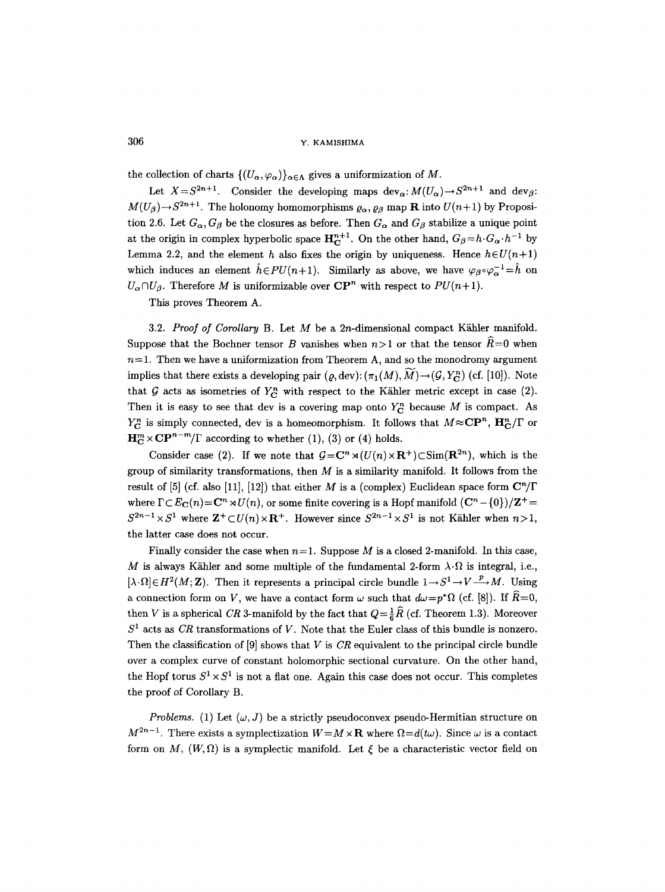the collection of charts $\{(U_\alpha, \varphi_\alpha)\}_{\alpha\in\Lambda}$ gives a uniformization of $M$.

Let $X = S^{2n+1}$. Consider the developing maps $\mathrm{dev}_\alpha : M(U_\alpha) \to S^{2n+1}$ and $\mathrm{dev}_\beta$: $M(U_\beta) \to S^{2n+1}$. The holonomy homomorphisms $\varrho_\alpha, \varrho_\beta$ map $\mathbf{R}$ into $U(n+1)$ by Proposition 2.6. Let $G_\alpha, G_\beta$ be the closures as before. Then $G_\alpha$ and $G_\beta$ stabilize a unique point at the origin in complex hyperbolic space $\mathbf{H}^{n+1}_{\mathbf{C}}$. On the other hand, $G_\beta = h\cdot G_\alpha \cdot h^{-1}$ by Lemma 2.2, and the element $h$ also fixes the origin by uniqueness. Hence $h \in U(n+1)$ which induces an element $\hat{h} \in PU(n+1)$. Similarly as above, we have $\varphi_\beta \circ \varphi_\alpha^{-1} = \hat{h}$ on $U_\alpha \cap U_\beta$. Therefore $M$ is uniformizable over $\mathbf{CP}^n$ with respect to $PU(n+1)$.

This proves Theorem A.

3.2. *Proof of Corollary* B. Let $M$ be a $2n$-dimensional compact Kähler manifold. Suppose that the Bochner tensor $B$ vanishes when $n>1$ or that the tensor $\hat{R}=0$ when $n=1$. Then we have a uniformization from Theorem A, and so the monodromy argument implies that there exists a developing pair $(\varrho, \mathrm{dev}) : (\pi_1(M), \widetilde{M}) \to (\mathcal{G}, Y^n_{\mathbf{C}})$ (cf. [10]). Note that $\mathcal{G}$ acts as isometries of $Y^n_{\mathbf{C}}$ with respect to the Kähler metric except in case (2). Then it is easy to see that dev is a covering map onto $Y^n_{\mathbf{C}}$ because $M$ is compact. As $Y^n_{\mathbf{C}}$ is simply connected, dev is a homeomorphism. It follows that $M \approx \mathbf{CP}^n$, $\mathbf{H}^n_{\mathbf{C}}/\Gamma$ or $\mathbf{H}^m_{\mathbf{C}} \times \mathbf{CP}^{n-m}/\Gamma$ according to whether (1), (3) or (4) holds.

Consider case (2). If we note that $\mathcal{G} = \mathbf{C}^n \rtimes (U(n) \times \mathbf{R}^+) \subset \mathrm{Sim}(\mathbf{R}^{2n})$, which is the group of similarity transformations, then $M$ is a similarity manifold. It follows from the result of [5] (cf. also [11], [12]) that either $M$ is a (complex) Euclidean space form $\mathbf{C}^n/\Gamma$ where $\Gamma \subset E_{\mathbf{C}}(n) = \mathbf{C}^n \rtimes U(n)$, or some finite covering is a Hopf manifold $(\mathbf{C}^n - \{0\})/\mathbf{Z}^+ = S^{2n-1} \times S^1$ where $\mathbf{Z}^+ \subset U(n) \times \mathbf{R}^+$. However since $S^{2n-1} \times S^1$ is not Kähler when $n>1$, the latter case does not occur.

Finally consider the case when $n=1$. Suppose $M$ is a closed 2-manifold. In this case, $M$ is always Kähler and some multiple of the fundamental 2-form $\lambda\cdot\Omega$ is integral, i.e., $[\lambda\cdot\Omega] \in H^2(M; \mathbf{Z})$. Then it represents a principal circle bundle $1 \to S^1 \to V \xrightarrow{p} M$. Using a connection form on $V$, we have a contact form $\omega$ such that $d\omega = p^*\Omega$ (cf. [8]). If $\hat{R}=0$, then $V$ is a spherical *CR* 3-manifold by the fact that $Q = \frac{1}{6}\hat{R}$ (cf. Theorem 1.3). Moreover $S^1$ acts as *CR* transformations of $V$. Note that the Euler class of this bundle is nonzero. Then the classification of [9] shows that $V$ is *CR* equivalent to the principal circle bundle over a complex curve of constant holomorphic sectional curvature. On the other hand, the Hopf torus $S^1 \times S^1$ is not a flat one. Again this case does not occur. This completes the proof of Corollary B.

*Problems.* (1) Let $(\omega, J)$ be a strictly pseudoconvex pseudo-Hermitian structure on $M^{2n-1}$. There exists a symplectization $W = M \times \mathbf{R}$ where $\Omega = d(t\omega)$. Since $\omega$ is a contact form on $M$, $(W, \Omega)$ is a symplectic manifold. Let $\xi$ be a characteristic vector field on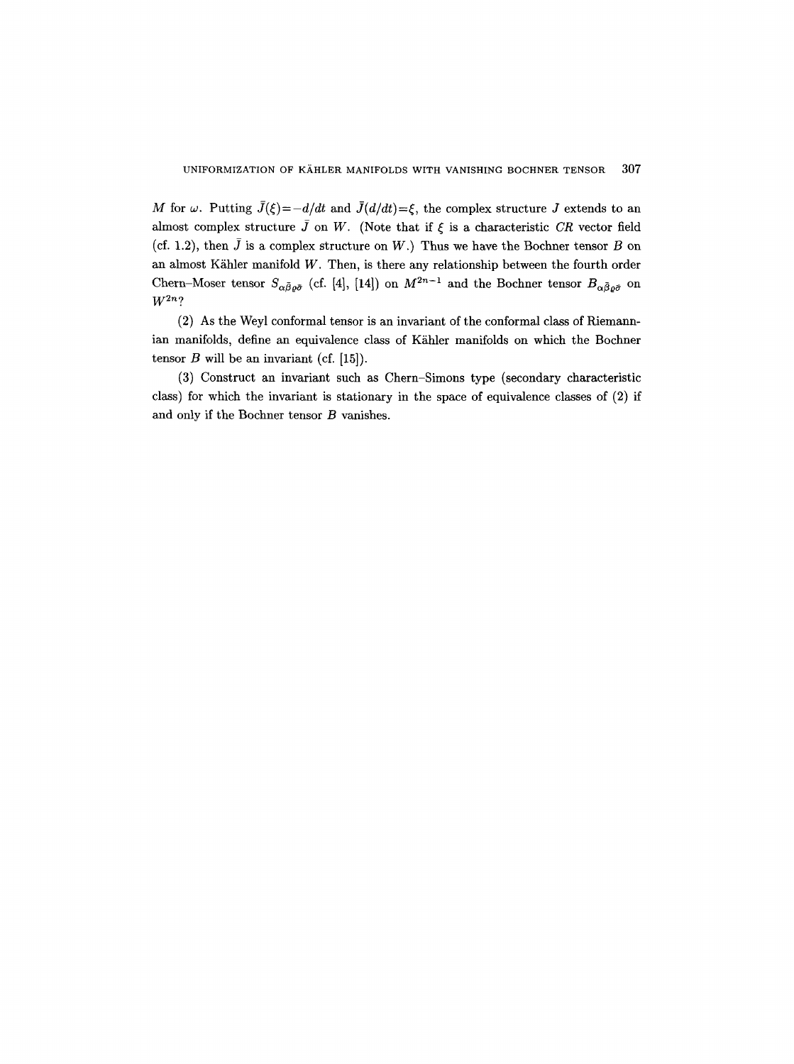$M$ for $\omega$. Putting $\bar{J}(\xi)=-d/dt$ and $\bar{J}(d/dt)=\xi$, the complex structure $J$ extends to an almost complex structure $\bar{J}$ on $W$. (Note that if $\xi$ is a characteristic $CR$ vector field (cf. 1.2), then $\bar{J}$ is a complex structure on $W$.) Thus we have the Bochner tensor $B$ on an almost Kähler manifold $W$. Then, is there any relationship between the fourth order Chern–Moser tensor $S_{\alpha\bar{\beta}\varrho\bar{\sigma}}$ (cf. [4], [14]) on $M^{2n-1}$ and the Bochner tensor $B_{\alpha\bar{\beta}\varrho\bar{\sigma}}$ on $W^{2n}$?

(2) As the Weyl conformal tensor is an invariant of the conformal class of Riemannian manifolds, define an equivalence class of Kähler manifolds on which the Bochner tensor $B$ will be an invariant (cf. [15]).

(3) Construct an invariant such as Chern–Simons type (secondary characteristic class) for which the invariant is stationary in the space of equivalence classes of (2) if and only if the Bochner tensor $B$ vanishes.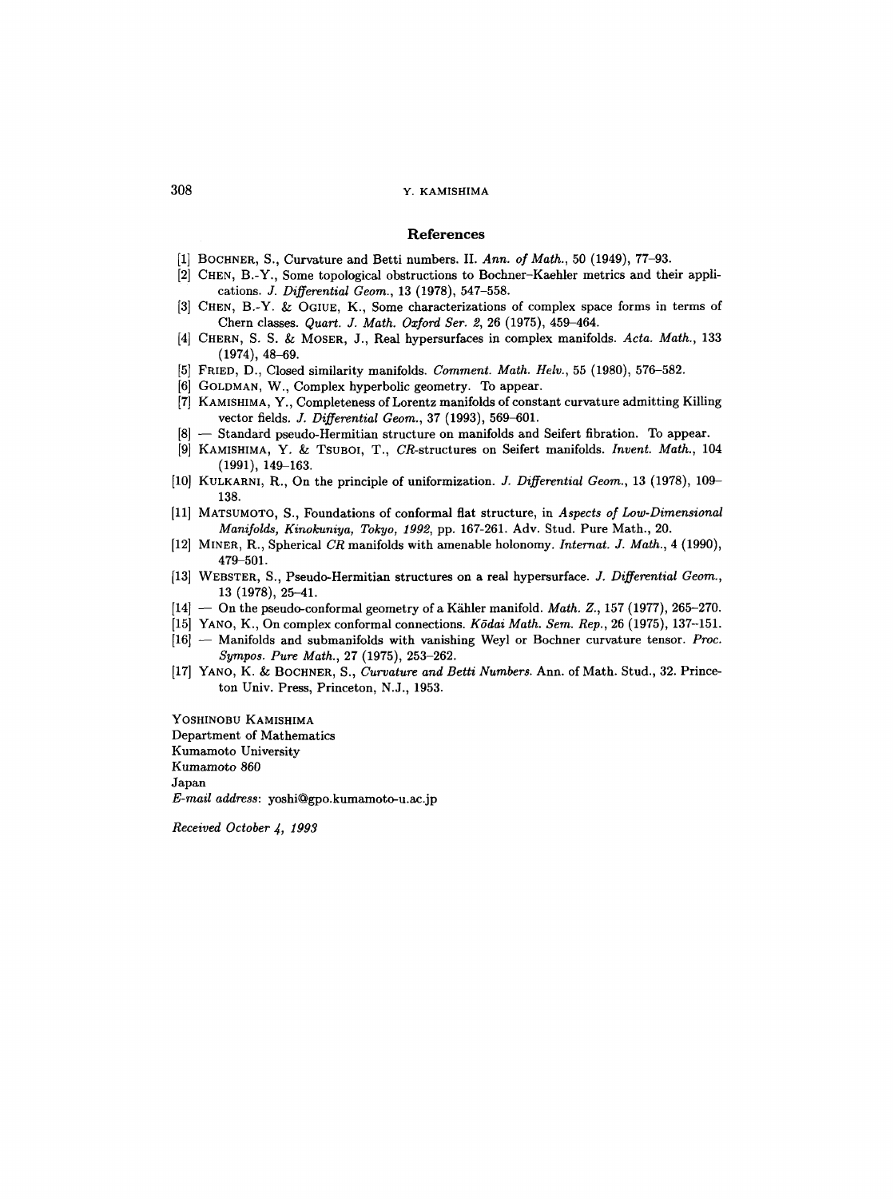## References

[1] Bochner, S., Curvature and Betti numbers. II. *Ann. of Math.*, 50 (1949), 77–93.

[2] Chen, B.-Y., Some topological obstructions to Bochner–Kaehler metrics and their applications. *J. Differential Geom.*, 13 (1978), 547–558.

[3] Chen, B.-Y. & Ogiue, K., Some characterizations of complex space forms in terms of Chern classes. *Quart. J. Math. Oxford Ser. 2*, 26 (1975), 459–464.

[4] Chern, S. S. & Moser, J., Real hypersurfaces in complex manifolds. *Acta. Math.*, 133 (1974), 48–69.

[5] Fried, D., Closed similarity manifolds. *Comment. Math. Helv.*, 55 (1980), 576–582.

[6] Goldman, W., Complex hyperbolic geometry. To appear.

[7] Kamishima, Y., Completeness of Lorentz manifolds of constant curvature admitting Killing vector fields. *J. Differential Geom.*, 37 (1993), 569–601.

[8] — Standard pseudo-Hermitian structure on manifolds and Seifert fibration. To appear.

[9] Kamishima, Y. & Tsuboi, T., *CR*-structures on Seifert manifolds. *Invent. Math.*, 104 (1991), 149–163.

[10] Kulkarni, R., On the principle of uniformization. *J. Differential Geom.*, 13 (1978), 109–138.

[11] Matsumoto, S., Foundations of conformal flat structure, in *Aspects of Low-Dimensional Manifolds, Kinokuniya, Tokyo, 1992*, pp. 167-261. Adv. Stud. Pure Math., 20.

[12] Miner, R., Spherical *CR* manifolds with amenable holonomy. *Internat. J. Math.*, 4 (1990), 479–501.

[13] Webster, S., Pseudo-Hermitian structures on a real hypersurface. *J. Differential Geom.*, 13 (1978), 25–41.

[14] — On the pseudo-conformal geometry of a Kähler manifold. *Math. Z.*, 157 (1977), 265–270.

[15] Yano, K., On complex conformal connections. *Kōdai Math. Sem. Rep.*, 26 (1975), 137–151.

[16] — Manifolds and submanifolds with vanishing Weyl or Bochner curvature tensor. *Proc. Sympos. Pure Math.*, 27 (1975), 253–262.

[17] Yano, K. & Bochner, S., *Curvature and Betti Numbers*. Ann. of Math. Stud., 32. Princeton Univ. Press, Princeton, N.J., 1953.

Yoshinobu Kamishima
Department of Mathematics
Kumamoto University
Kumamoto 860
Japan
*E-mail address*: yoshi@gpo.kumamoto-u.ac.jp

*Received October 4, 1993*